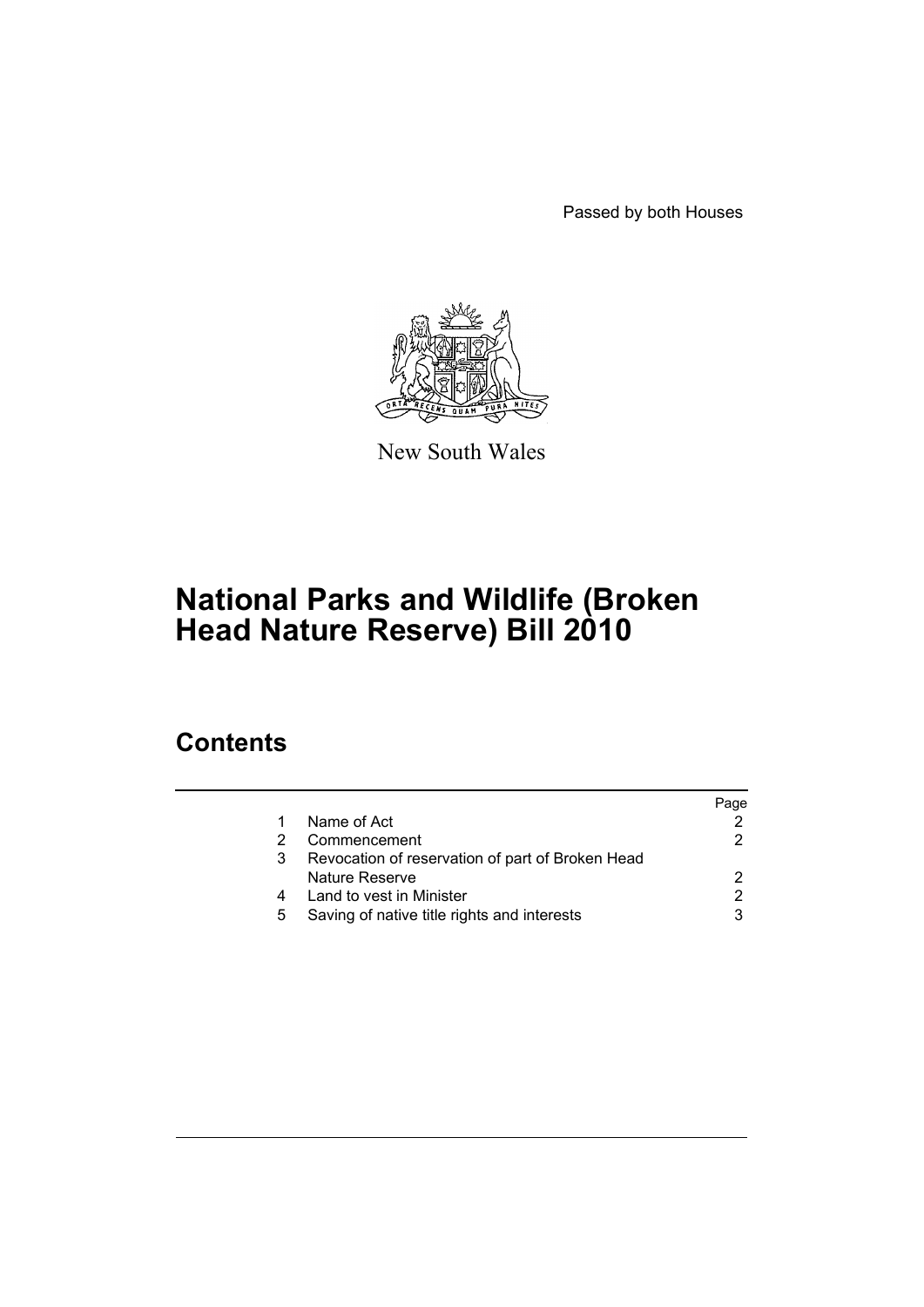Passed by both Houses

New South Wales

# National Parks and Wildlife (Broken Head Nature Reserve) Bill 2010

## Contents

| | | Page |
|---|---|---|
| 1 | Name of Act | 2 |
| 2 | Commencement | 2 |
| 3 | Revocation of reservation of part of Broken Head Nature Reserve | 2 |
| 4 | Land to vest in Minister | 2 |
| 5 | Saving of native title rights and interests | 3 |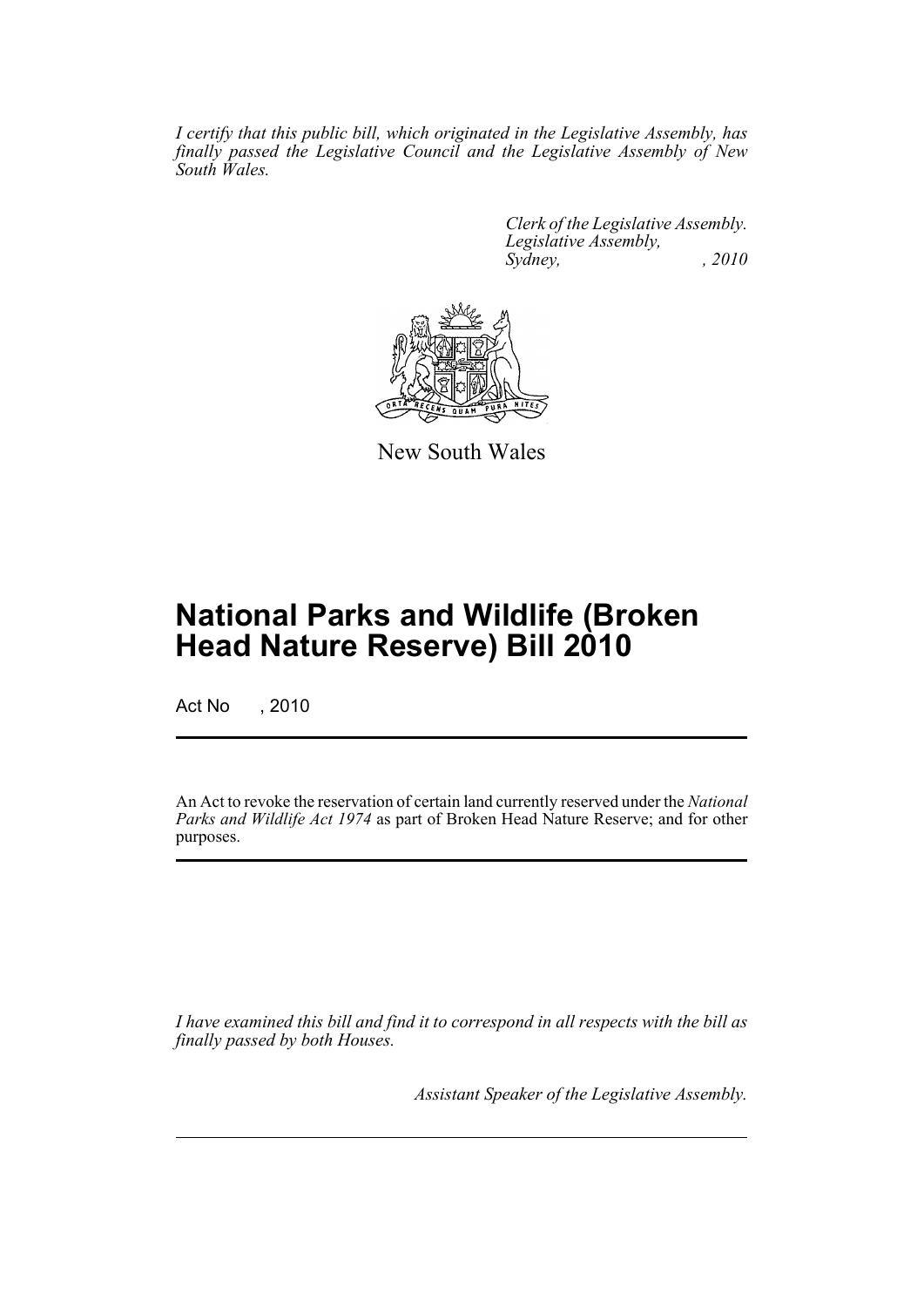*I certify that this public bill, which originated in the Legislative Assembly, has finally passed the Legislative Council and the Legislative Assembly of New South Wales.*

*Clerk of the Legislative Assembly.*
*Legislative Assembly,*
*Sydney, , 2010*

New South Wales

# National Parks and Wildlife (Broken Head Nature Reserve) Bill 2010

Act No , 2010

An Act to revoke the reservation of certain land currently reserved under the *National Parks and Wildlife Act 1974* as part of Broken Head Nature Reserve; and for other purposes.

*I have examined this bill and find it to correspond in all respects with the bill as finally passed by both Houses.*

*Assistant Speaker of the Legislative Assembly.*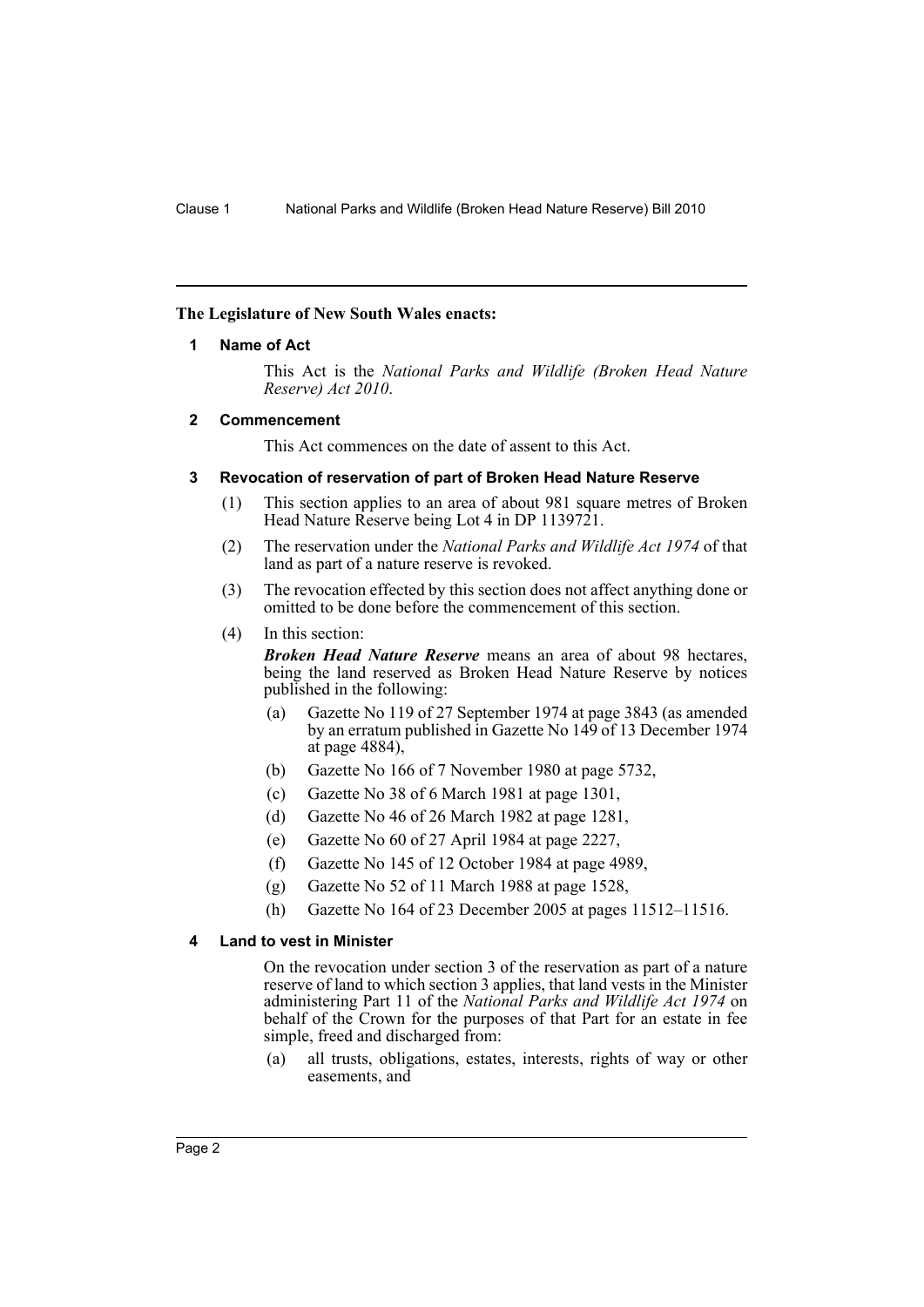**The Legislature of New South Wales enacts:**

#### 1 Name of Act

This Act is the *National Parks and Wildlife (Broken Head Nature Reserve) Act 2010*.

#### 2 Commencement

This Act commences on the date of assent to this Act.

#### 3 Revocation of reservation of part of Broken Head Nature Reserve

(1) This section applies to an area of about 981 square metres of Broken Head Nature Reserve being Lot 4 in DP 1139721.

(2) The reservation under the *National Parks and Wildlife Act 1974* of that land as part of a nature reserve is revoked.

(3) The revocation effected by this section does not affect anything done or omitted to be done before the commencement of this section.

(4) In this section:

***Broken Head Nature Reserve*** means an area of about 98 hectares, being the land reserved as Broken Head Nature Reserve by notices published in the following:

(a) Gazette No 119 of 27 September 1974 at page 3843 (as amended by an erratum published in Gazette No 149 of 13 December 1974 at page 4884),

(b) Gazette No 166 of 7 November 1980 at page 5732,

(c) Gazette No 38 of 6 March 1981 at page 1301,

(d) Gazette No 46 of 26 March 1982 at page 1281,

(e) Gazette No 60 of 27 April 1984 at page 2227,

(f) Gazette No 145 of 12 October 1984 at page 4989,

(g) Gazette No 52 of 11 March 1988 at page 1528,

(h) Gazette No 164 of 23 December 2005 at pages 11512–11516.

#### 4 Land to vest in Minister

On the revocation under section 3 of the reservation as part of a nature reserve of land to which section 3 applies, that land vests in the Minister administering Part 11 of the *National Parks and Wildlife Act 1974* on behalf of the Crown for the purposes of that Part for an estate in fee simple, freed and discharged from:

(a) all trusts, obligations, estates, interests, rights of way or other easements, and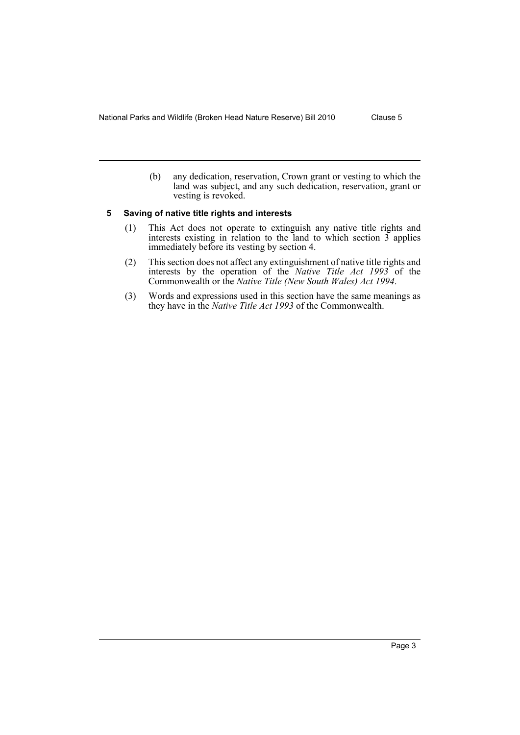(b) any dedication, reservation, Crown grant or vesting to which the land was subject, and any such dedication, reservation, grant or vesting is revoked.

### 5 Saving of native title rights and interests

(1) This Act does not operate to extinguish any native title rights and interests existing in relation to the land to which section 3 applies immediately before its vesting by section 4.

(2) This section does not affect any extinguishment of native title rights and interests by the operation of the *Native Title Act 1993* of the Commonwealth or the *Native Title (New South Wales) Act 1994*.

(3) Words and expressions used in this section have the same meanings as they have in the *Native Title Act 1993* of the Commonwealth.